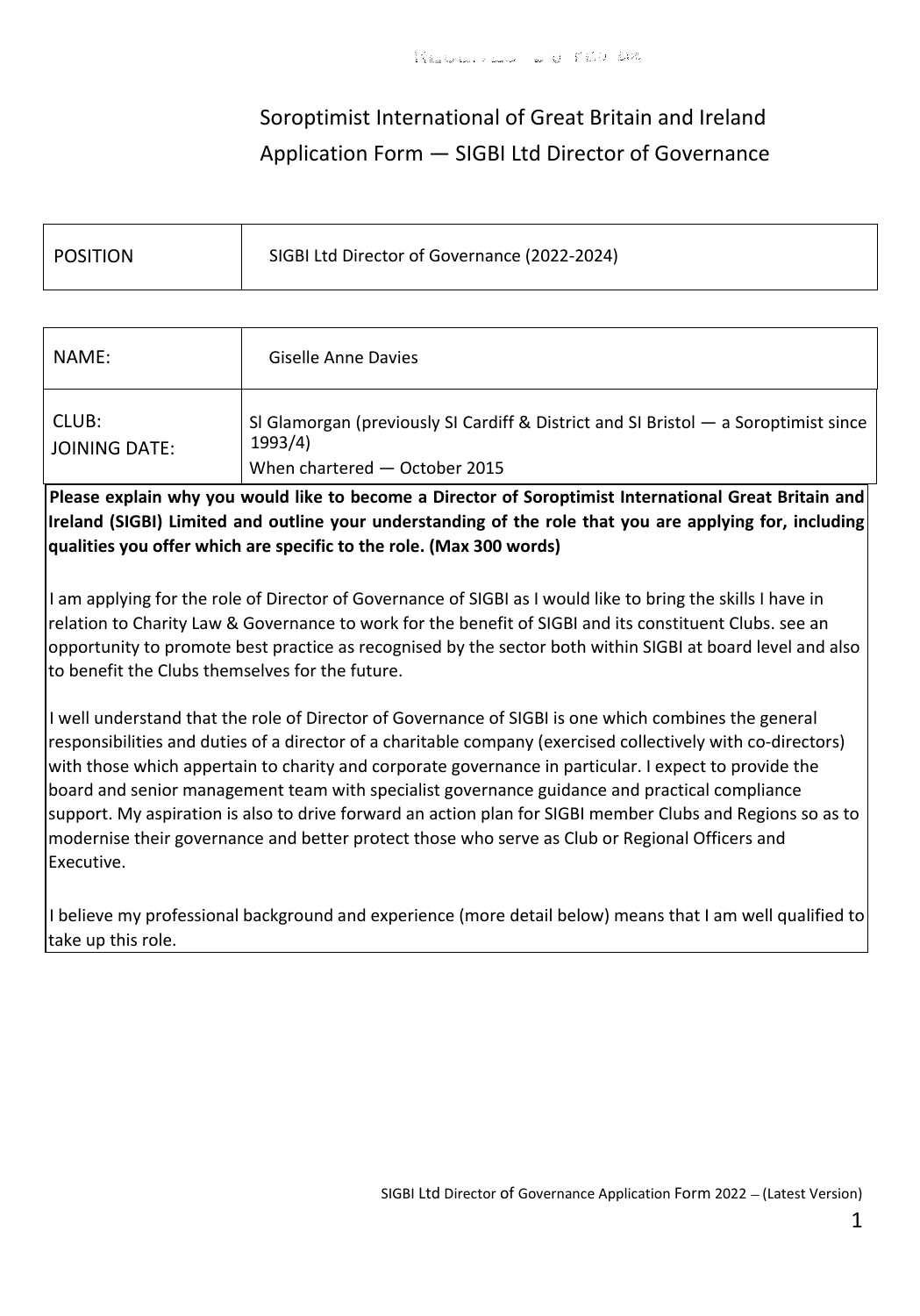Soroptimist International of Great Britain and Ireland
Application Form — SIGBI Ltd Director of Governance

| POSITION | SIGBI Ltd Director of Governance (2022-2024) |
|---|---|

| NAME: | Giselle Anne Davies |
|---|---|
| CLUB:<br>JOINING DATE: | SI Glamorgan (previously SI Cardiff & District and SI Bristol — a Soroptimist since 1993/4)<br>When chartered — October 2015 |

**Please explain why you would like to become a Director of Soroptimist International Great Britain and Ireland (SIGBI) Limited and outline your understanding of the role that you are applying for, including qualities you offer which are specific to the role. (Max 300 words)**

I am applying for the role of Director of Governance of SIGBI as I would like to bring the skills I have in relation to Charity Law & Governance to work for the benefit of SIGBI and its constituent Clubs. see an opportunity to promote best practice as recognised by the sector both within SIGBI at board level and also to benefit the Clubs themselves for the future.

I well understand that the role of Director of Governance of SIGBI is one which combines the general responsibilities and duties of a director of a charitable company (exercised collectively with co-directors) with those which appertain to charity and corporate governance in particular. I expect to provide the board and senior management team with specialist governance guidance and practical compliance support. My aspiration is also to drive forward an action plan for SIGBI member Clubs and Regions so as to modernise their governance and better protect those who serve as Club or Regional Officers and Executive.

I believe my professional background and experience (more detail below) means that I am well qualified to take up this role.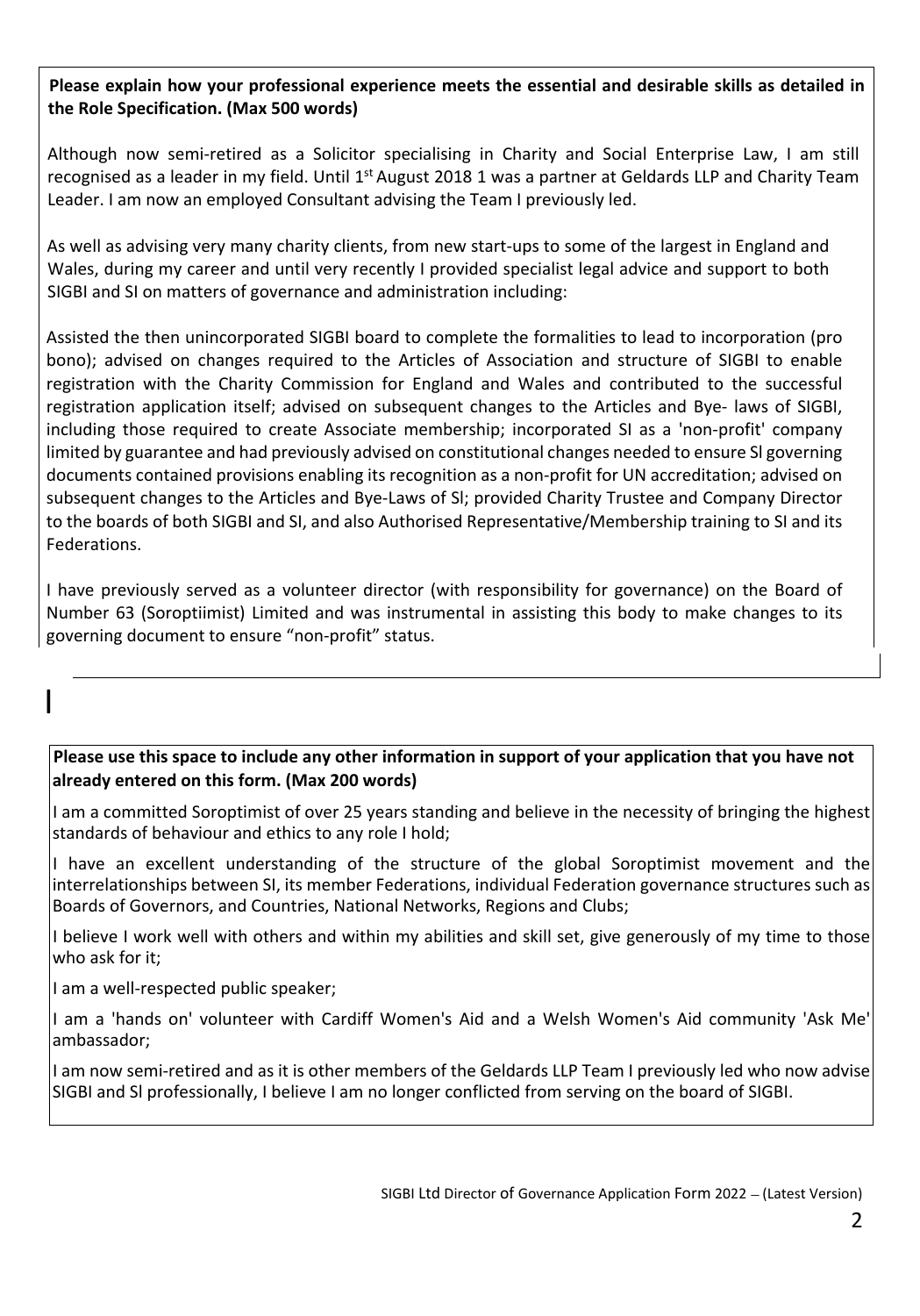**Please explain how your professional experience meets the essential and desirable skills as detailed in the Role Specification. (Max 500 words)**

Although now semi-retired as a Solicitor specialising in Charity and Social Enterprise Law, I am still recognised as a leader in my field. Until 1st August 2018 1 was a partner at Geldards LLP and Charity Team Leader. I am now an employed Consultant advising the Team I previously led.

As well as advising very many charity clients, from new start-ups to some of the largest in England and Wales, during my career and until very recently I provided specialist legal advice and support to both SIGBI and SI on matters of governance and administration including:

Assisted the then unincorporated SIGBI board to complete the formalities to lead to incorporation (pro bono); advised on changes required to the Articles of Association and structure of SIGBI to enable registration with the Charity Commission for England and Wales and contributed to the successful registration application itself; advised on subsequent changes to the Articles and Bye- laws of SIGBI, including those required to create Associate membership; incorporated SI as a 'non-profit' company limited by guarantee and had previously advised on constitutional changes needed to ensure Sl governing documents contained provisions enabling its recognition as a non-profit for UN accreditation; advised on subsequent changes to the Articles and Bye-Laws of Sl; provided Charity Trustee and Company Director to the boards of both SIGBI and SI, and also Authorised Representative/Membership training to SI and its Federations.

I have previously served as a volunteer director (with responsibility for governance) on the Board of Number 63 (Soroptiimist) Limited and was instrumental in assisting this body to make changes to its governing document to ensure "non-profit" status.

**Please use this space to include any other information in support of your application that you have not already entered on this form. (Max 200 words)**

I am a committed Soroptimist of over 25 years standing and believe in the necessity of bringing the highest standards of behaviour and ethics to any role I hold;

I have an excellent understanding of the structure of the global Soroptimist movement and the interrelationships between SI, its member Federations, individual Federation governance structures such as Boards of Governors, and Countries, National Networks, Regions and Clubs;

I believe I work well with others and within my abilities and skill set, give generously of my time to those who ask for it;

I am a well-respected public speaker;

I am a 'hands on' volunteer with Cardiff Women's Aid and a Welsh Women's Aid community 'Ask Me' ambassador;

I am now semi-retired and as it is other members of the Geldards LLP Team I previously led who now advise SIGBI and Sl professionally, I believe I am no longer conflicted from serving on the board of SIGBI.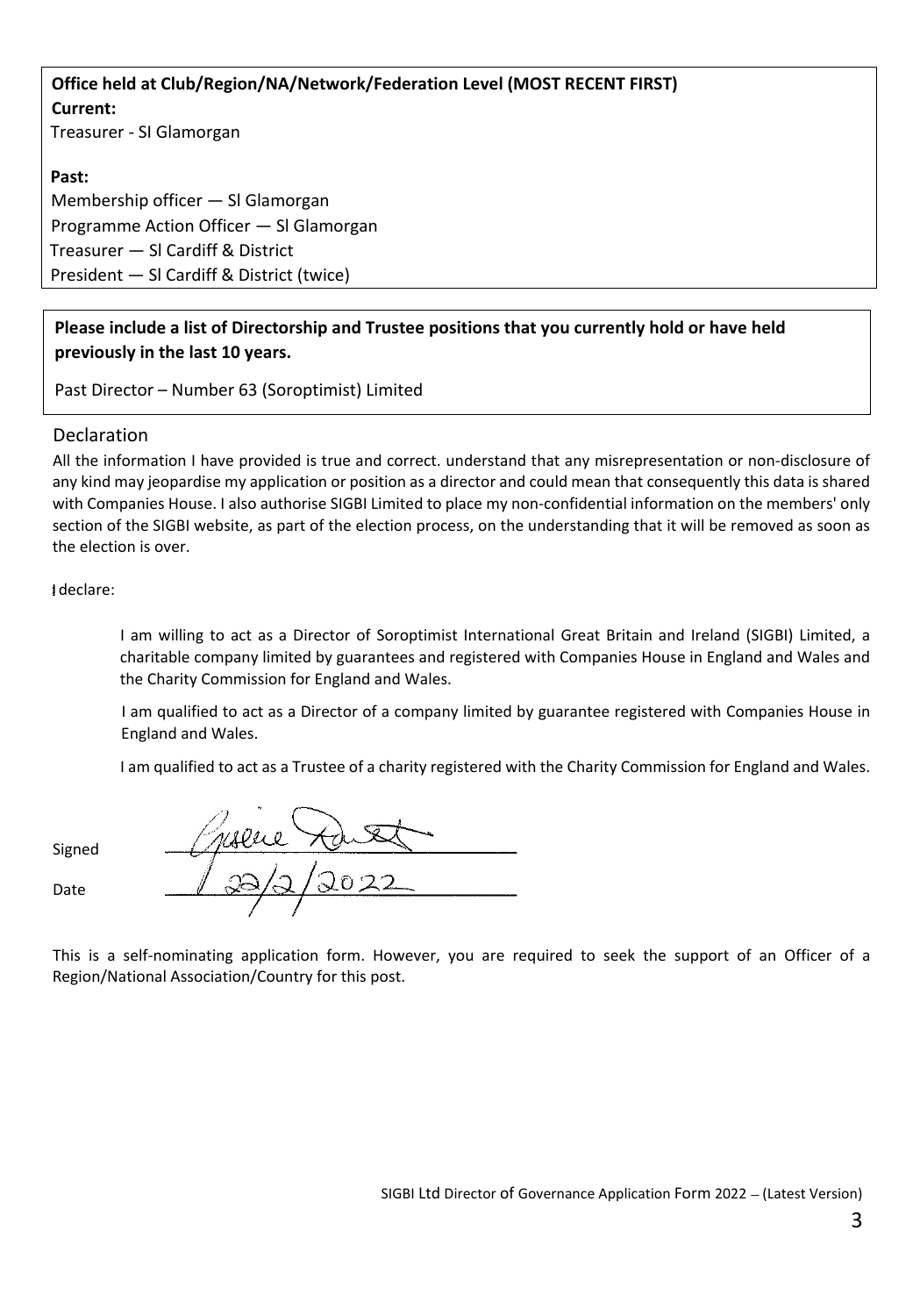**Office held at Club/Region/NA/Network/Federation Level (MOST RECENT FIRST)**

**Current:**

Treasurer - SI Glamorgan

**Past:**

Membership officer — Sl Glamorgan

Programme Action Officer — Sl Glamorgan

Treasurer — Sl Cardiff & District

President — Sl Cardiff & District (twice)

**Please include a list of Directorship and Trustee positions that you currently hold or have held previously in the last 10 years.**

Past Director – Number 63 (Soroptimist) Limited

## Declaration

All the information I have provided is true and correct. understand that any misrepresentation or non-disclosure of any kind may jeopardise my application or position as a director and could mean that consequently this data is shared with Companies House. I also authorise SIGBI Limited to place my non-confidential information on the members' only section of the SIGBI website, as part of the election process, on the understanding that it will be removed as soon as the election is over.

I declare:

I am willing to act as a Director of Soroptimist International Great Britain and Ireland (SIGBI) Limited, a charitable company limited by guarantees and registered with Companies House in England and Wales and the Charity Commission for England and Wales.

I am qualified to act as a Director of a company limited by guarantee registered with Companies House in England and Wales.

I am qualified to act as a Trustee of a charity registered with the Charity Commission for England and Wales.

Signed

Date 22/2/2022

This is a self-nominating application form. However, you are required to seek the support of an Officer of a Region/National Association/Country for this post.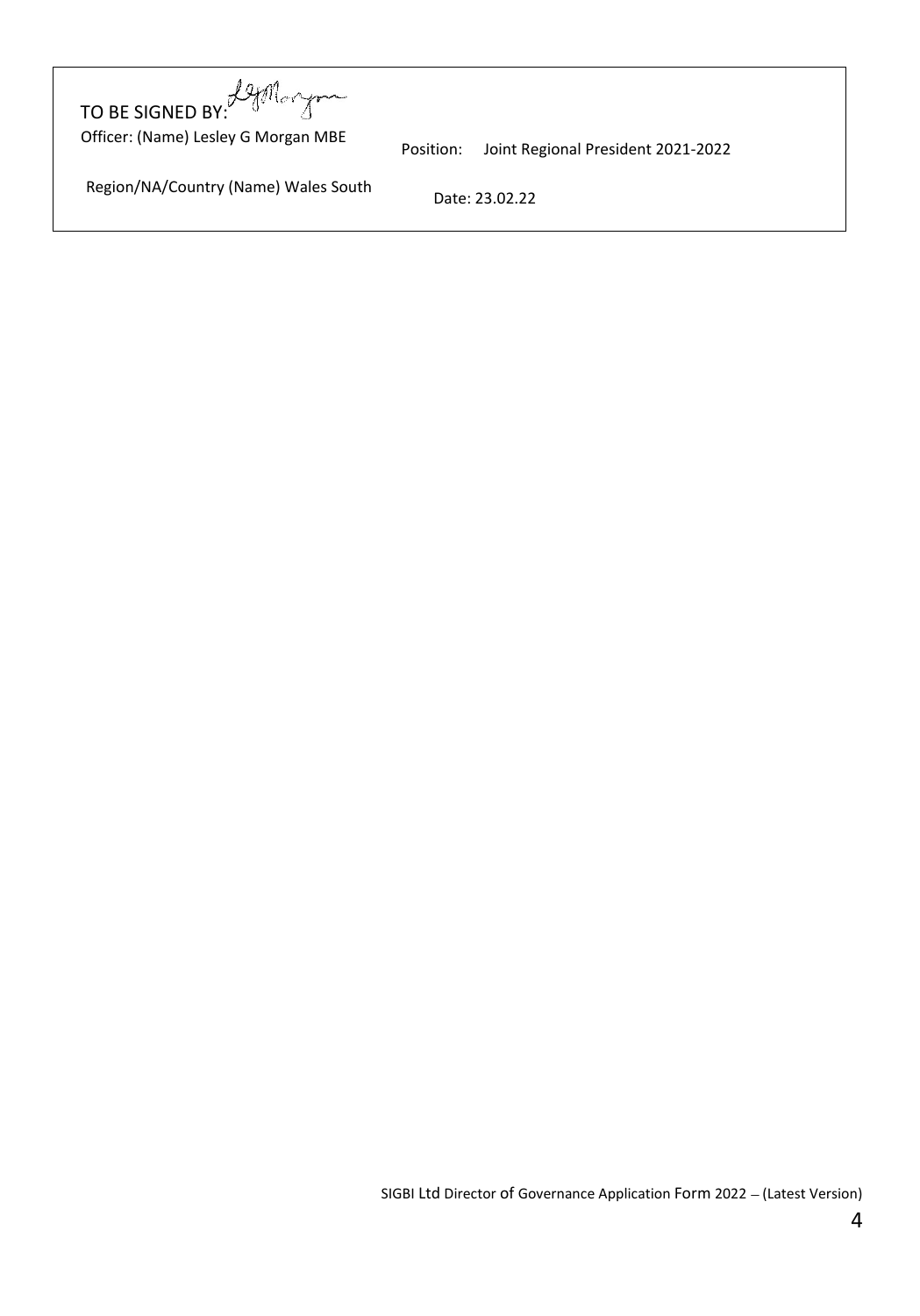TO BE SIGNED BY:

Officer: (Name) Lesley G Morgan MBE

Position: Joint Regional President 2021-2022

Region/NA/Country (Name) Wales South

Date: 23.02.22

SIGBI Ltd Director of Governance Application Form 2022 – (Latest Version)